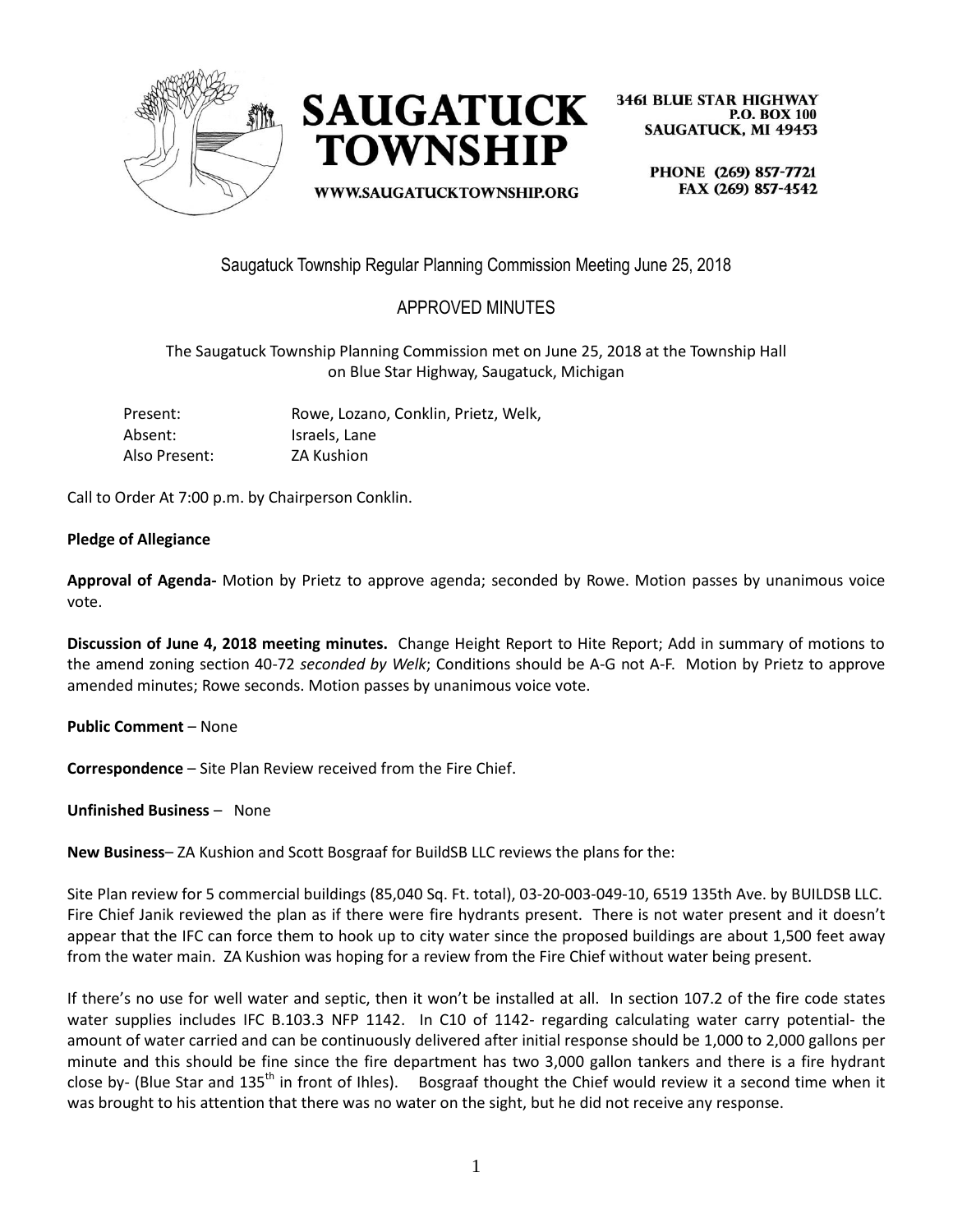SAUGATUCK TOWNSHIP

3461 BLUE STAR HIGHWAY
P.O. BOX 100
SAUGATUCK, MI 49453

WWW.SAUGATUCKTOWNSHIP.ORG

PHONE (269) 857-7721
FAX (269) 857-4542

Saugatuck Township Regular Planning Commission Meeting June 25, 2018

APPROVED MINUTES

The Saugatuck Township Planning Commission met on June 25, 2018 at the Township Hall on Blue Star Highway, Saugatuck, Michigan

| | |
|---|---|
| Present: | Rowe, Lozano, Conklin, Prietz, Welk, |
| Absent: | Israels, Lane |
| Also Present: | ZA Kushion |

Call to Order At 7:00 p.m. by Chairperson Conklin.

**Pledge of Allegiance**

**Approval of Agenda-** Motion by Prietz to approve agenda; seconded by Rowe. Motion passes by unanimous voice vote.

**Discussion of June 4, 2018 meeting minutes.** Change Height Report to Hite Report; Add in summary of motions to the amend zoning section 40-72 *seconded by Welk*; Conditions should be A-G not A-F. Motion by Prietz to approve amended minutes; Rowe seconds. Motion passes by unanimous voice vote.

**Public Comment** – None

**Correspondence** – Site Plan Review received from the Fire Chief.

**Unfinished Business** – None

**New Business**– ZA Kushion and Scott Bosgraaf for BuildSB LLC reviews the plans for the:

Site Plan review for 5 commercial buildings (85,040 Sq. Ft. total), 03-20-003-049-10, 6519 135th Ave. by BUILDSB LLC. Fire Chief Janik reviewed the plan as if there were fire hydrants present. There is not water present and it doesn't appear that the IFC can force them to hook up to city water since the proposed buildings are about 1,500 feet away from the water main. ZA Kushion was hoping for a review from the Fire Chief without water being present.

If there's no use for well water and septic, then it won't be installed at all. In section 107.2 of the fire code states water supplies includes IFC B.103.3 NFP 1142. In C10 of 1142- regarding calculating water carry potential- the amount of water carried and can be continuously delivered after initial response should be 1,000 to 2,000 gallons per minute and this should be fine since the fire department has two 3,000 gallon tankers and there is a fire hydrant close by- (Blue Star and 135th in front of Ihles). Bosgraaf thought the Chief would review it a second time when it was brought to his attention that there was no water on the sight, but he did not receive any response.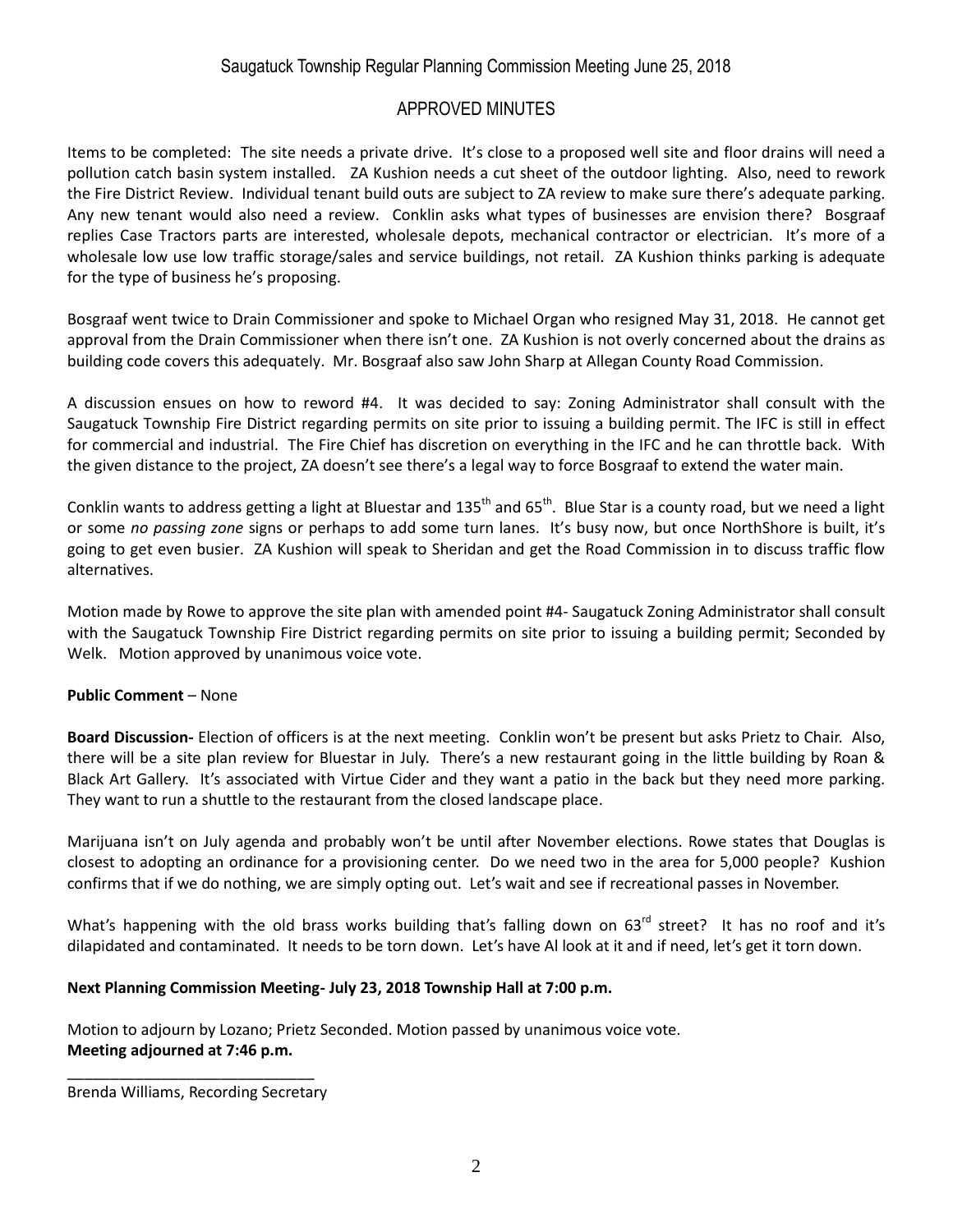Saugatuck Township Regular Planning Commission Meeting June 25, 2018

APPROVED MINUTES

Items to be completed: The site needs a private drive. It's close to a proposed well site and floor drains will need a pollution catch basin system installed. ZA Kushion needs a cut sheet of the outdoor lighting. Also, need to rework the Fire District Review. Individual tenant build outs are subject to ZA review to make sure there's adequate parking. Any new tenant would also need a review. Conklin asks what types of businesses are envision there? Bosgraaf replies Case Tractors parts are interested, wholesale depots, mechanical contractor or electrician. It's more of a wholesale low use low traffic storage/sales and service buildings, not retail. ZA Kushion thinks parking is adequate for the type of business he's proposing.

Bosgraaf went twice to Drain Commissioner and spoke to Michael Organ who resigned May 31, 2018. He cannot get approval from the Drain Commissioner when there isn't one. ZA Kushion is not overly concerned about the drains as building code covers this adequately. Mr. Bosgraaf also saw John Sharp at Allegan County Road Commission.

A discussion ensues on how to reword #4. It was decided to say: Zoning Administrator shall consult with the Saugatuck Township Fire District regarding permits on site prior to issuing a building permit. The IFC is still in effect for commercial and industrial. The Fire Chief has discretion on everything in the IFC and he can throttle back. With the given distance to the project, ZA doesn't see there's a legal way to force Bosgraaf to extend the water main.

Conklin wants to address getting a light at Bluestar and 135th and 65th. Blue Star is a county road, but we need a light or some *no passing zone* signs or perhaps to add some turn lanes. It's busy now, but once NorthShore is built, it's going to get even busier. ZA Kushion will speak to Sheridan and get the Road Commission in to discuss traffic flow alternatives.

Motion made by Rowe to approve the site plan with amended point #4- Saugatuck Zoning Administrator shall consult with the Saugatuck Township Fire District regarding permits on site prior to issuing a building permit; Seconded by Welk. Motion approved by unanimous voice vote.

**Public Comment** – None

**Board Discussion-** Election of officers is at the next meeting. Conklin won't be present but asks Prietz to Chair. Also, there will be a site plan review for Bluestar in July. There's a new restaurant going in the little building by Roan & Black Art Gallery. It's associated with Virtue Cider and they want a patio in the back but they need more parking. They want to run a shuttle to the restaurant from the closed landscape place.

Marijuana isn't on July agenda and probably won't be until after November elections. Rowe states that Douglas is closest to adopting an ordinance for a provisioning center. Do we need two in the area for 5,000 people? Kushion confirms that if we do nothing, we are simply opting out. Let's wait and see if recreational passes in November.

What's happening with the old brass works building that's falling down on 63rd street? It has no roof and it's dilapidated and contaminated. It needs to be torn down. Let's have Al look at it and if need, let's get it torn down.

**Next Planning Commission Meeting- July 23, 2018 Township Hall at 7:00 p.m.**

Motion to adjourn by Lozano; Prietz Seconded. Motion passed by unanimous voice vote.
**Meeting adjourned at 7:46 p.m.**

______________________________
Brenda Williams, Recording Secretary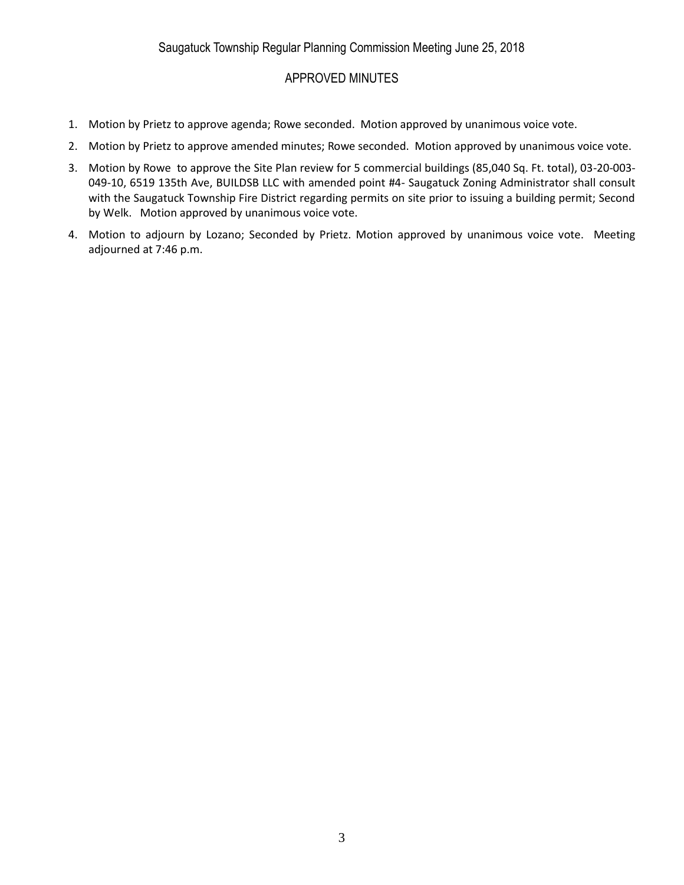Saugatuck Township Regular Planning Commission Meeting June 25, 2018

## APPROVED MINUTES

1. Motion by Prietz to approve agenda; Rowe seconded. Motion approved by unanimous voice vote.
2. Motion by Prietz to approve amended minutes; Rowe seconded. Motion approved by unanimous voice vote.
3. Motion by Rowe to approve the Site Plan review for 5 commercial buildings (85,040 Sq. Ft. total), 03-20-003-049-10, 6519 135th Ave, BUILDSB LLC with amended point #4- Saugatuck Zoning Administrator shall consult with the Saugatuck Township Fire District regarding permits on site prior to issuing a building permit; Second by Welk. Motion approved by unanimous voice vote.
4. Motion to adjourn by Lozano; Seconded by Prietz. Motion approved by unanimous voice vote. Meeting adjourned at 7:46 p.m.